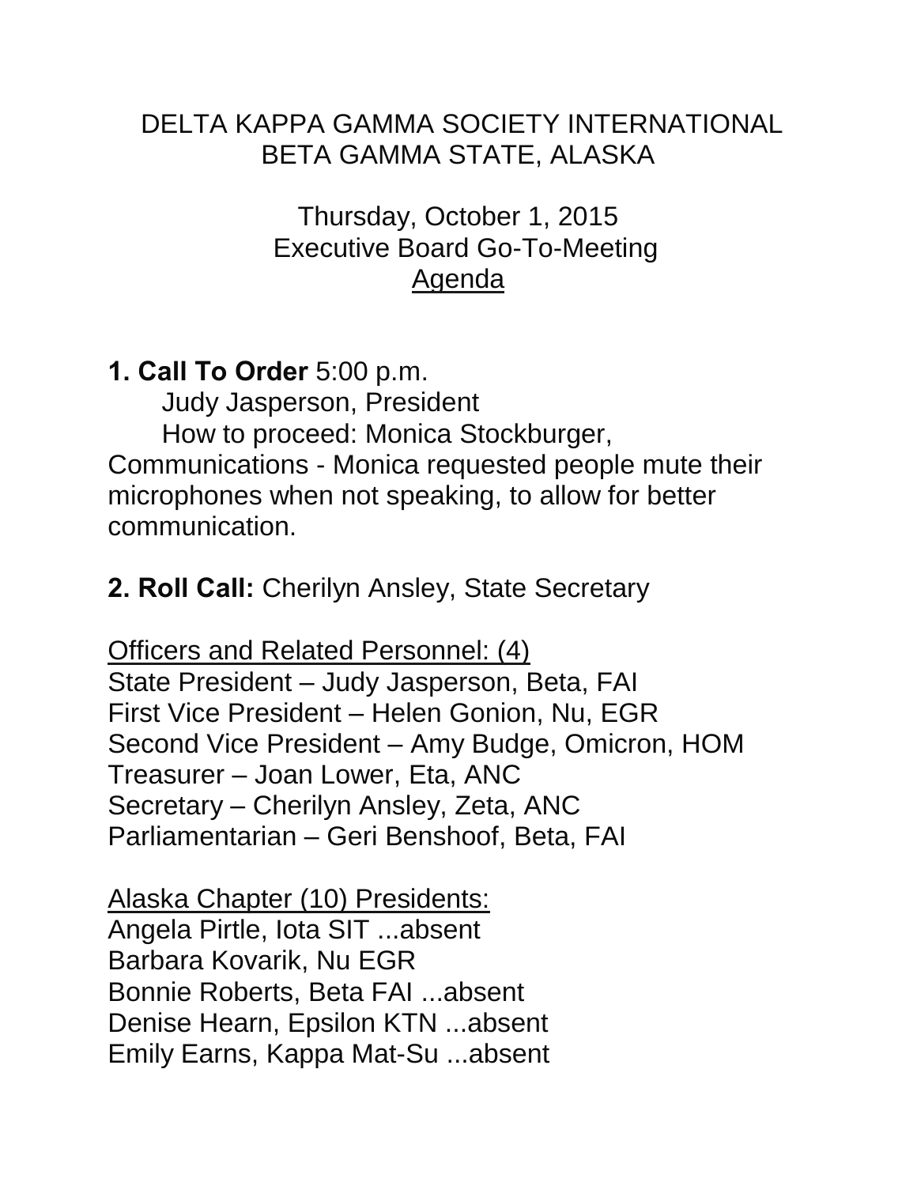# DELTA KAPPA GAMMA SOCIETY INTERNATIONAL
# BETA GAMMA STATE, ALASKA

Thursday, October 1, 2015
Executive Board Go-To-Meeting
Agenda

**1. Call To Order** 5:00 p.m.
Judy Jasperson, President
How to proceed: Monica Stockburger, Communications - Monica requested people mute their microphones when not speaking, to allow for better communication.

**2. Roll Call:** Cherilyn Ansley, State Secretary

Officers and Related Personnel: (4)
State President – Judy Jasperson, Beta, FAI
First Vice President – Helen Gonion, Nu, EGR
Second Vice President – Amy Budge, Omicron, HOM
Treasurer – Joan Lower, Eta, ANC
Secretary – Cherilyn Ansley, Zeta, ANC
Parliamentarian – Geri Benshoof, Beta, FAI

Alaska Chapter (10) Presidents:
Angela Pirtle, Iota SIT ...absent
Barbara Kovarik, Nu EGR
Bonnie Roberts, Beta FAI ...absent
Denise Hearn, Epsilon KTN ...absent
Emily Earns, Kappa Mat-Su ...absent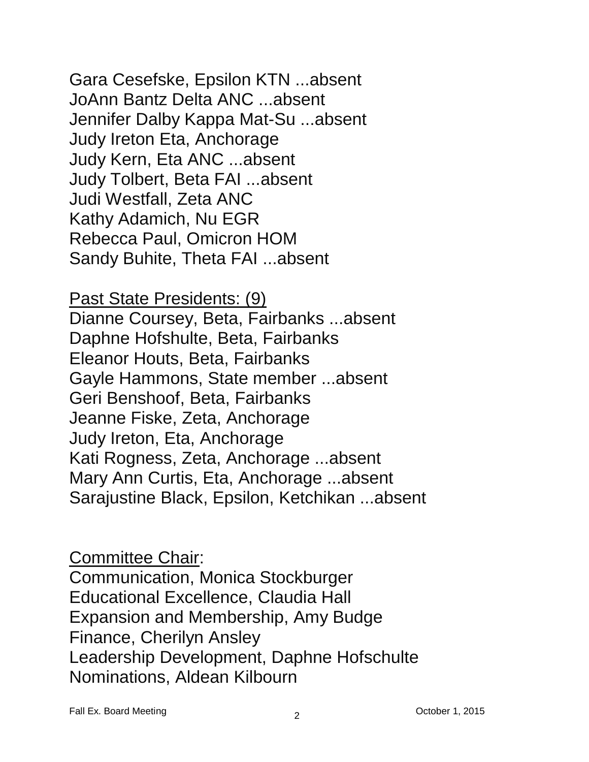Gara Cesefske, Epsilon KTN ...absent
JoAnn Bantz Delta ANC ...absent
Jennifer Dalby Kappa Mat-Su ...absent
Judy Ireton Eta, Anchorage
Judy Kern, Eta ANC ...absent
Judy Tolbert, Beta FAI ...absent
Judi Westfall, Zeta ANC
Kathy Adamich, Nu EGR
Rebecca Paul, Omicron HOM
Sandy Buhite, Theta FAI ...absent

<u>Past State Presidents: (9)</u>
Dianne Coursey, Beta, Fairbanks ...absent
Daphne Hofshulte, Beta, Fairbanks
Eleanor Houts, Beta, Fairbanks
Gayle Hammons, State member ...absent
Geri Benshoof, Beta, Fairbanks
Jeanne Fiske, Zeta, Anchorage
Judy Ireton, Eta, Anchorage
Kati Rogness, Zeta, Anchorage ...absent
Mary Ann Curtis, Eta, Anchorage ...absent
Sarajustine Black, Epsilon, Ketchikan ...absent

<u>Committee Chair</u>:
Communication, Monica Stockburger
Educational Excellence, Claudia Hall
Expansion and Membership, Amy Budge
Finance, Cherilyn Ansley
Leadership Development, Daphne Hofschulte
Nominations, Aldean Kilbourn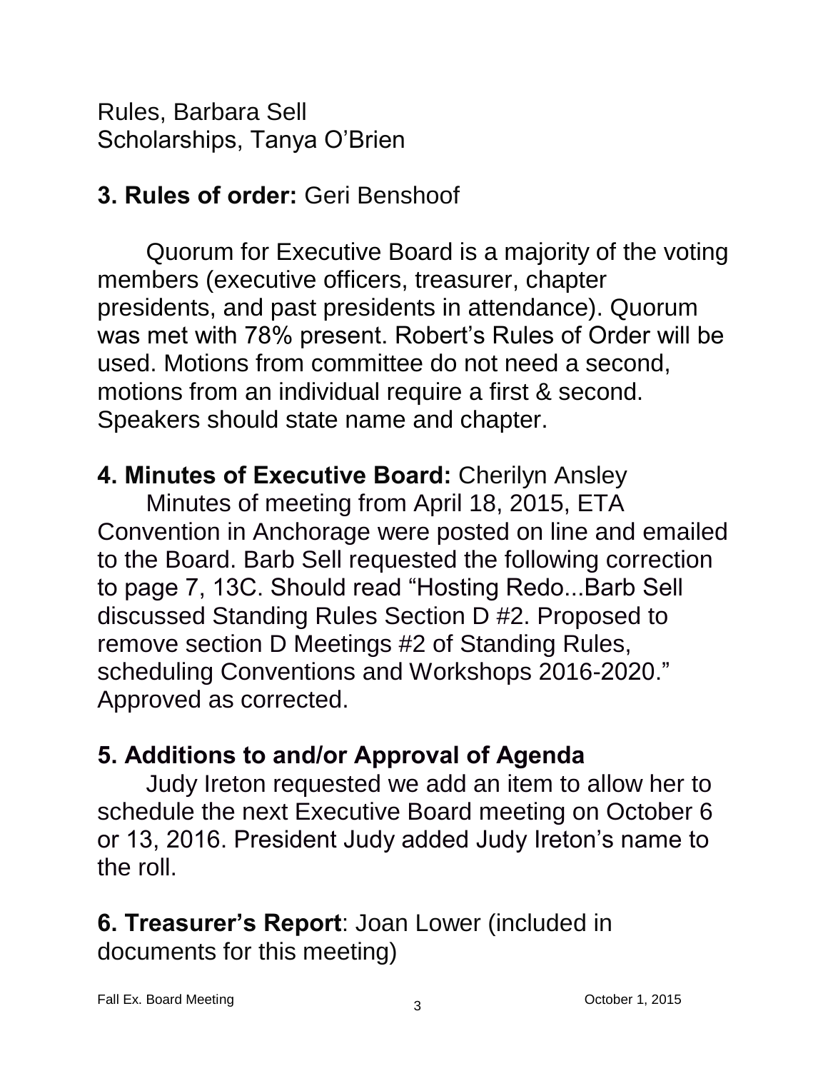Rules, Barbara Sell
Scholarships, Tanya O'Brien

**3. Rules of order:** Geri Benshoof

Quorum for Executive Board is a majority of the voting members (executive officers, treasurer, chapter presidents, and past presidents in attendance). Quorum was met with 78% present. Robert's Rules of Order will be used. Motions from committee do not need a second, motions from an individual require a first & second. Speakers should state name and chapter.

**4. Minutes of Executive Board:** Cherilyn Ansley

Minutes of meeting from April 18, 2015, ETA Convention in Anchorage were posted on line and emailed to the Board. Barb Sell requested the following correction to page 7, 13C. Should read "Hosting Redo...Barb Sell discussed Standing Rules Section D #2. Proposed to remove section D Meetings #2 of Standing Rules, scheduling Conventions and Workshops 2016-2020." Approved as corrected.

**5. Additions to and/or Approval of Agenda**

Judy Ireton requested we add an item to allow her to schedule the next Executive Board meeting on October 6 or 13, 2016. President Judy added Judy Ireton's name to the roll.

**6. Treasurer's Report**: Joan Lower (included in documents for this meeting)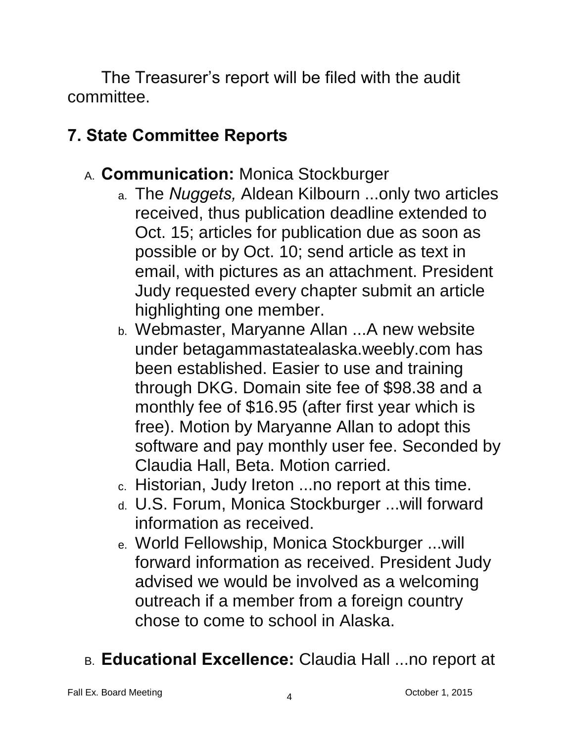The Treasurer's report will be filed with the audit committee.

## 7. State Committee Reports

A. **Communication:** Monica Stockburger

   a. The *Nuggets,* Aldean Kilbourn ...only two articles received, thus publication deadline extended to Oct. 15; articles for publication due as soon as possible or by Oct. 10; send article as text in email, with pictures as an attachment. President Judy requested every chapter submit an article highlighting one member.

   b. Webmaster, Maryanne Allan ...A new website under betagammastatealaska.weebly.com has been established. Easier to use and training through DKG. Domain site fee of $98.38 and a monthly fee of $16.95 (after first year which is free). Motion by Maryanne Allan to adopt this software and pay monthly user fee. Seconded by Claudia Hall, Beta. Motion carried.

   c. Historian, Judy Ireton ...no report at this time.

   d. U.S. Forum, Monica Stockburger ...will forward information as received.

   e. World Fellowship, Monica Stockburger ...will forward information as received. President Judy advised we would be involved as a welcoming outreach if a member from a foreign country chose to come to school in Alaska.

B. **Educational Excellence:** Claudia Hall ...no report at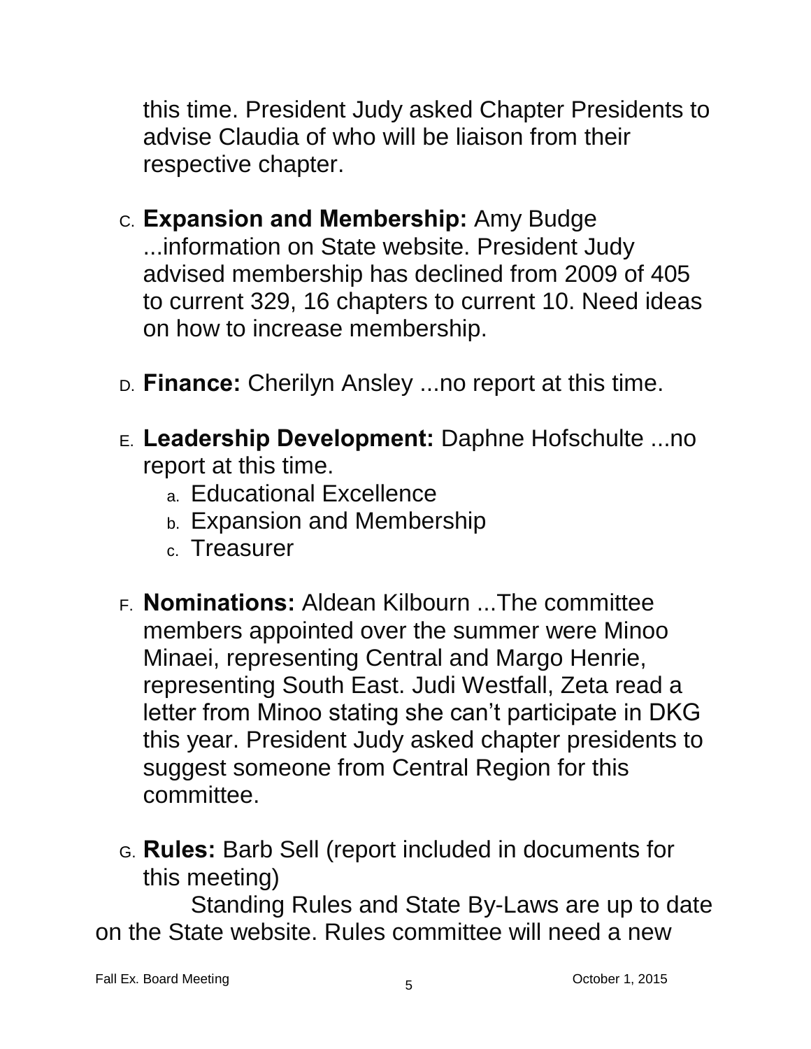this time. President Judy asked Chapter Presidents to advise Claudia of who will be liaison from their respective chapter.

C. **Expansion and Membership:** Amy Budge ...information on State website. President Judy advised membership has declined from 2009 of 405 to current 329, 16 chapters to current 10. Need ideas on how to increase membership.

D. **Finance:** Cherilyn Ansley ...no report at this time.

E. **Leadership Development:** Daphne Hofschulte ...no report at this time.
   a. Educational Excellence
   b. Expansion and Membership
   c. Treasurer

F. **Nominations:** Aldean Kilbourn ...The committee members appointed over the summer were Minoo Minaei, representing Central and Margo Henrie, representing South East. Judi Westfall, Zeta read a letter from Minoo stating she can't participate in DKG this year. President Judy asked chapter presidents to suggest someone from Central Region for this committee.

G. **Rules:** Barb Sell (report included in documents for this meeting)

Standing Rules and State By-Laws are up to date on the State website. Rules committee will need a new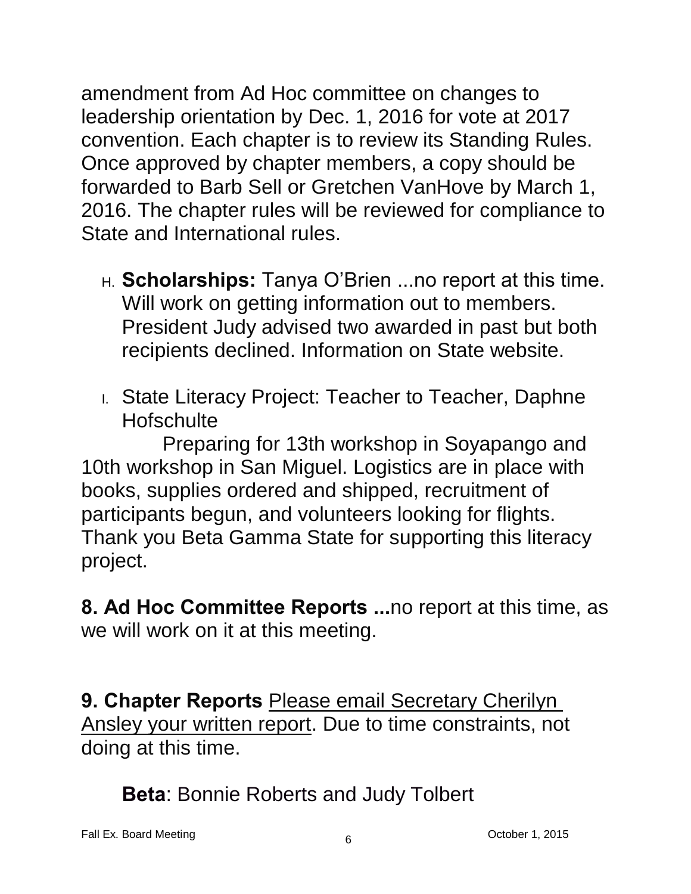amendment from Ad Hoc committee on changes to leadership orientation by Dec. 1, 2016 for vote at 2017 convention. Each chapter is to review its Standing Rules. Once approved by chapter members, a copy should be forwarded to Barb Sell or Gretchen VanHove by March 1, 2016. The chapter rules will be reviewed for compliance to State and International rules.

H. **Scholarships:** Tanya O'Brien ...no report at this time. Will work on getting information out to members. President Judy advised two awarded in past but both recipients declined. Information on State website.

I. State Literacy Project: Teacher to Teacher, Daphne Hofschulte

Preparing for 13th workshop in Soyapango and 10th workshop in San Miguel. Logistics are in place with books, supplies ordered and shipped, recruitment of participants begun, and volunteers looking for flights. Thank you Beta Gamma State for supporting this literacy project.

**8. Ad Hoc Committee Reports ...**no report at this time, as we will work on it at this meeting.

**9. Chapter Reports** Please email Secretary Cherilyn Ansley your written report. Due to time constraints, not doing at this time.

**Beta**: Bonnie Roberts and Judy Tolbert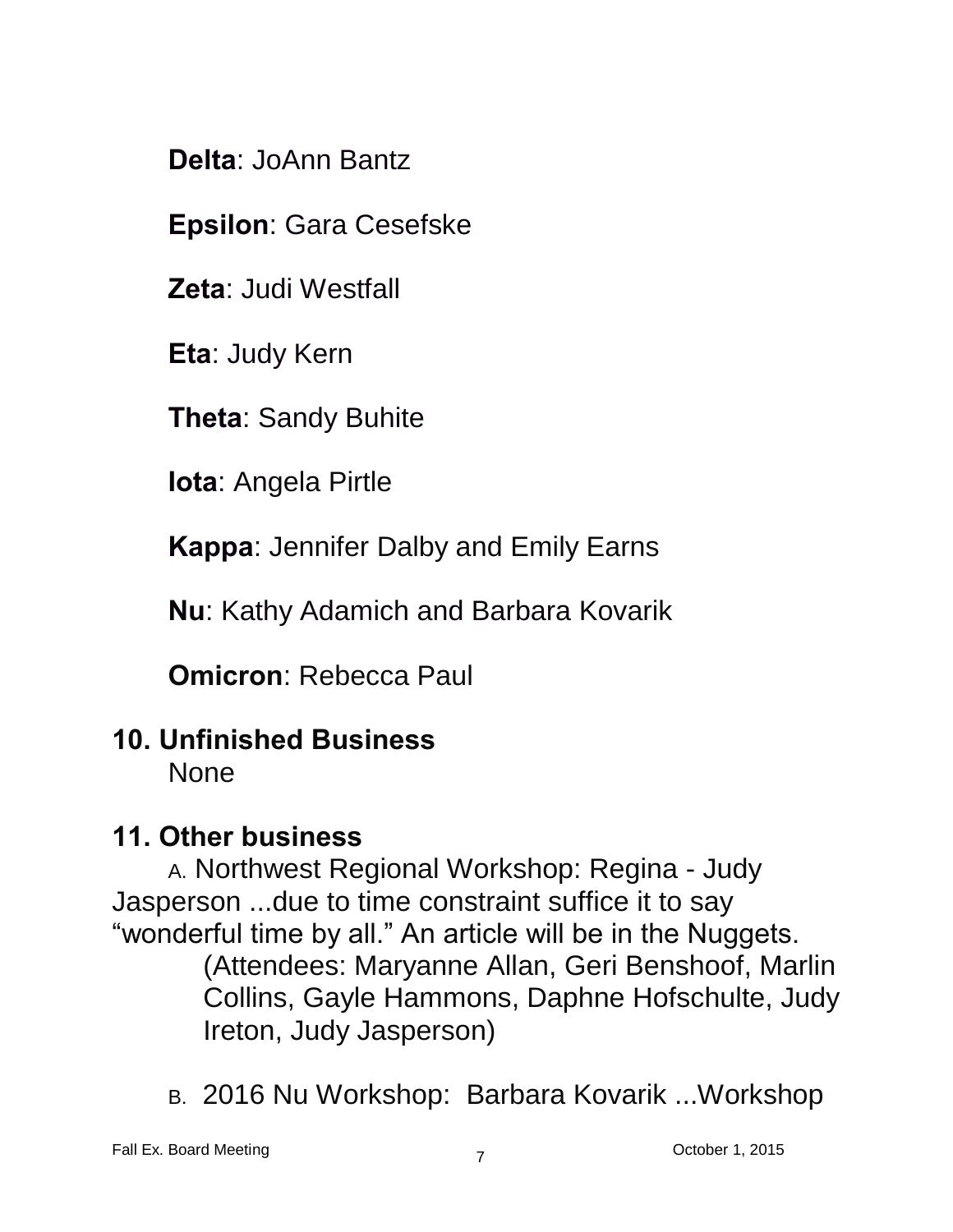**Delta**: JoAnn Bantz

**Epsilon**: Gara Cesefske

**Zeta**: Judi Westfall

**Eta**: Judy Kern

**Theta**: Sandy Buhite

**Iota**: Angela Pirtle

**Kappa**: Jennifer Dalby and Emily Earns

**Nu**: Kathy Adamich and Barbara Kovarik

**Omicron**: Rebecca Paul

## 10. Unfinished Business

None

## 11. Other business

A. Northwest Regional Workshop: Regina - Judy Jasperson ...due to time constraint suffice it to say "wonderful time by all." An article will be in the Nuggets.

(Attendees: Maryanne Allan, Geri Benshoof, Marlin Collins, Gayle Hammons, Daphne Hofschulte, Judy Ireton, Judy Jasperson)

B. 2016 Nu Workshop: Barbara Kovarik ...Workshop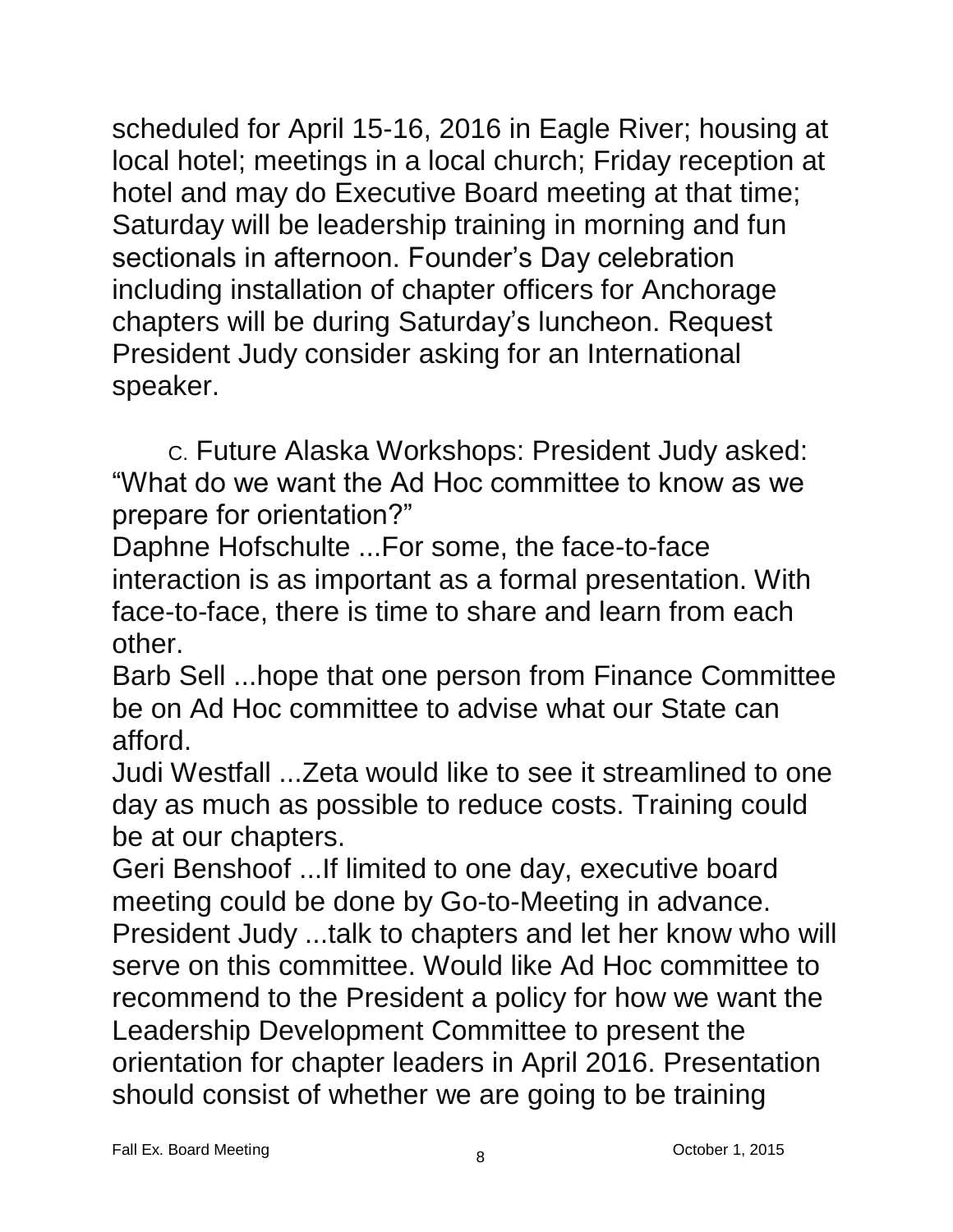scheduled for April 15-16, 2016 in Eagle River; housing at local hotel; meetings in a local church; Friday reception at hotel and may do Executive Board meeting at that time; Saturday will be leadership training in morning and fun sectionals in afternoon. Founder's Day celebration including installation of chapter officers for Anchorage chapters will be during Saturday's luncheon. Request President Judy consider asking for an International speaker.

C. Future Alaska Workshops: President Judy asked: "What do we want the Ad Hoc committee to know as we prepare for orientation?"

Daphne Hofschulte ...For some, the face-to-face interaction is as important as a formal presentation. With face-to-face, there is time to share and learn from each other.

Barb Sell ...hope that one person from Finance Committee be on Ad Hoc committee to advise what our State can afford.

Judi Westfall ...Zeta would like to see it streamlined to one day as much as possible to reduce costs. Training could be at our chapters.

Geri Benshoof ...If limited to one day, executive board meeting could be done by Go-to-Meeting in advance.

President Judy ...talk to chapters and let her know who will serve on this committee. Would like Ad Hoc committee to recommend to the President a policy for how we want the Leadership Development Committee to present the orientation for chapter leaders in April 2016. Presentation should consist of whether we are going to be training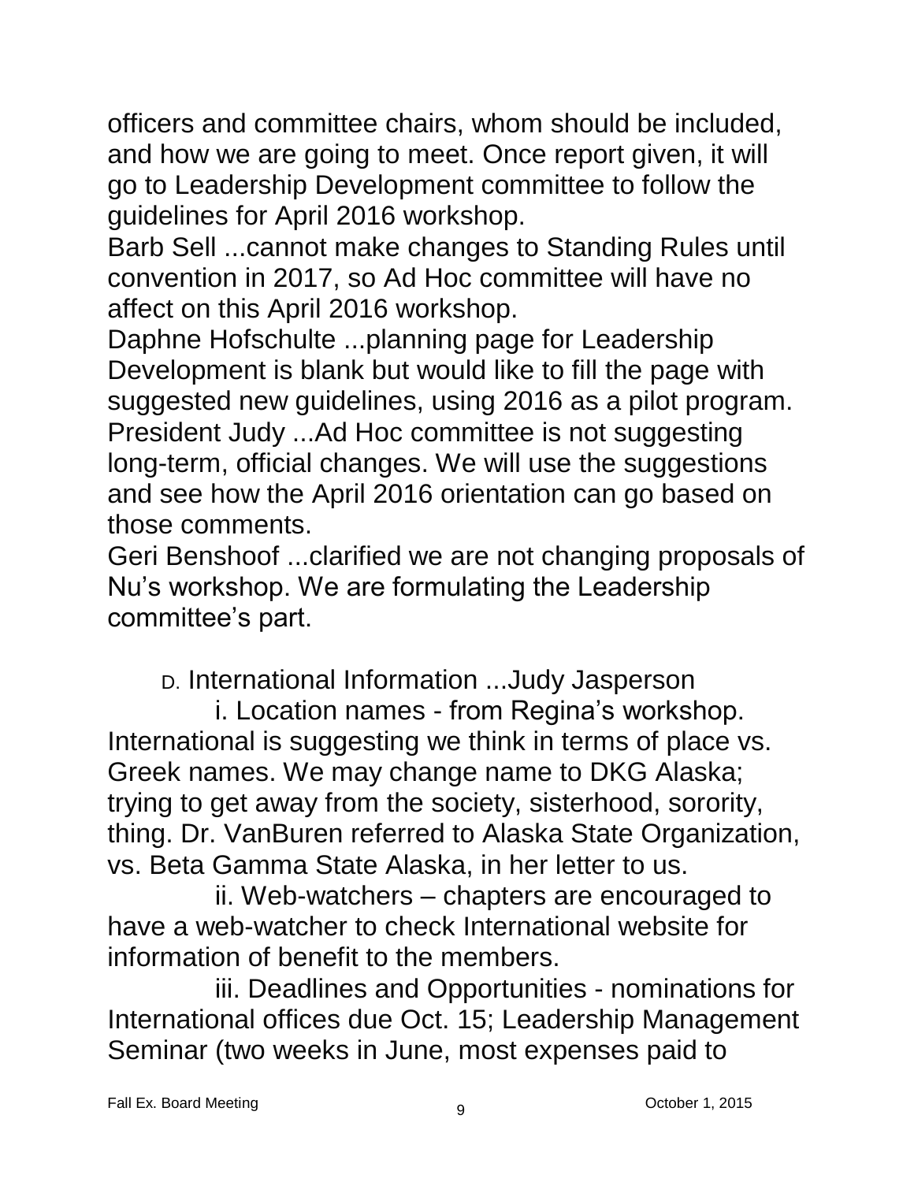officers and committee chairs, whom should be included, and how we are going to meet. Once report given, it will go to Leadership Development committee to follow the guidelines for April 2016 workshop.
Barb Sell ...cannot make changes to Standing Rules until convention in 2017, so Ad Hoc committee will have no affect on this April 2016 workshop.
Daphne Hofschulte ...planning page for Leadership Development is blank but would like to fill the page with suggested new guidelines, using 2016 as a pilot program.
President Judy ...Ad Hoc committee is not suggesting long-term, official changes. We will use the suggestions and see how the April 2016 orientation can go based on those comments.
Geri Benshoof ...clarified we are not changing proposals of Nu's workshop. We are formulating the Leadership committee's part.

D. International Information ...Judy Jasperson

i. Location names - from Regina's workshop. International is suggesting we think in terms of place vs. Greek names. We may change name to DKG Alaska; trying to get away from the society, sisterhood, sorority, thing. Dr. VanBuren referred to Alaska State Organization, vs. Beta Gamma State Alaska, in her letter to us.

ii. Web-watchers – chapters are encouraged to have a web-watcher to check International website for information of benefit to the members.

iii. Deadlines and Opportunities - nominations for International offices due Oct. 15; Leadership Management Seminar (two weeks in June, most expenses paid to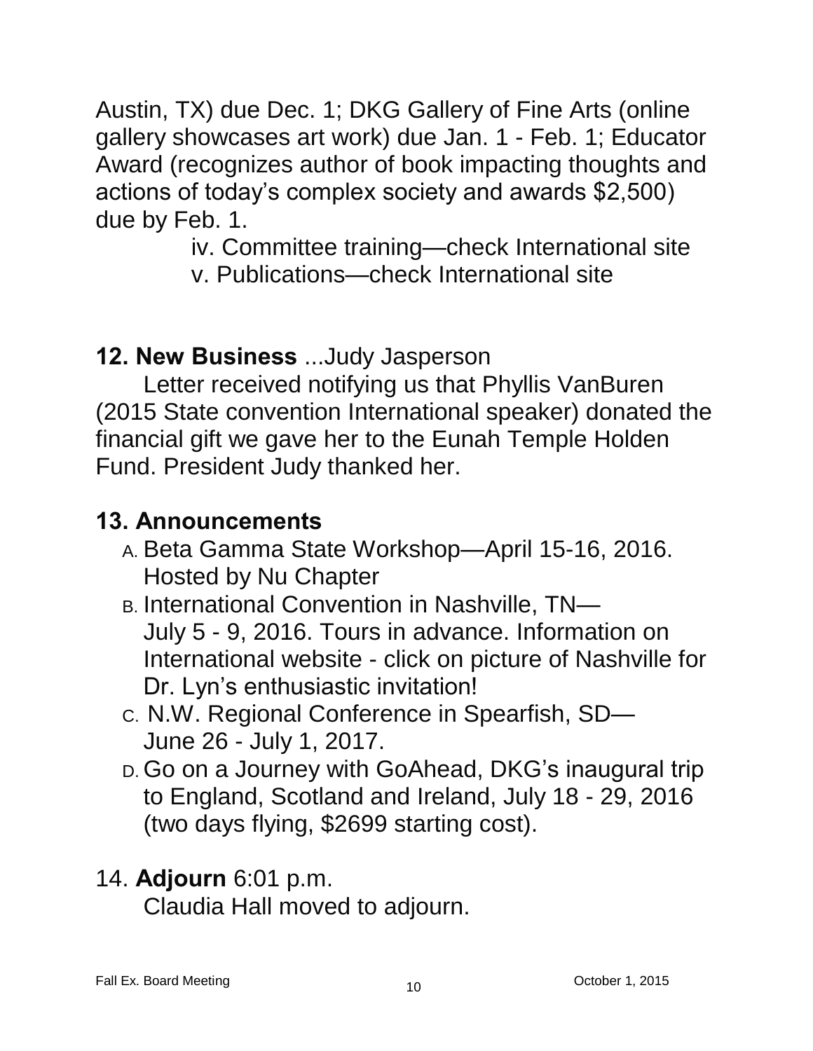Austin, TX) due Dec. 1; DKG Gallery of Fine Arts (online gallery showcases art work) due Jan. 1 - Feb. 1; Educator Award (recognizes author of book impacting thoughts and actions of today's complex society and awards $2,500) due by Feb. 1.

iv. Committee training—check International site

v. Publications—check International site

**12. New Business** ...Judy Jasperson

Letter received notifying us that Phyllis VanBuren (2015 State convention International speaker) donated the financial gift we gave her to the Eunah Temple Holden Fund. President Judy thanked her.

**13. Announcements**

A. Beta Gamma State Workshop—April 15-16, 2016. Hosted by Nu Chapter

B. International Convention in Nashville, TN— July 5 - 9, 2016. Tours in advance. Information on International website - click on picture of Nashville for Dr. Lyn's enthusiastic invitation!

C. N.W. Regional Conference in Spearfish, SD— June 26 - July 1, 2017.

D. Go on a Journey with GoAhead, DKG's inaugural trip to England, Scotland and Ireland, July 18 - 29, 2016 (two days flying, $2699 starting cost).

14. **Adjourn** 6:01 p.m.

Claudia Hall moved to adjourn.